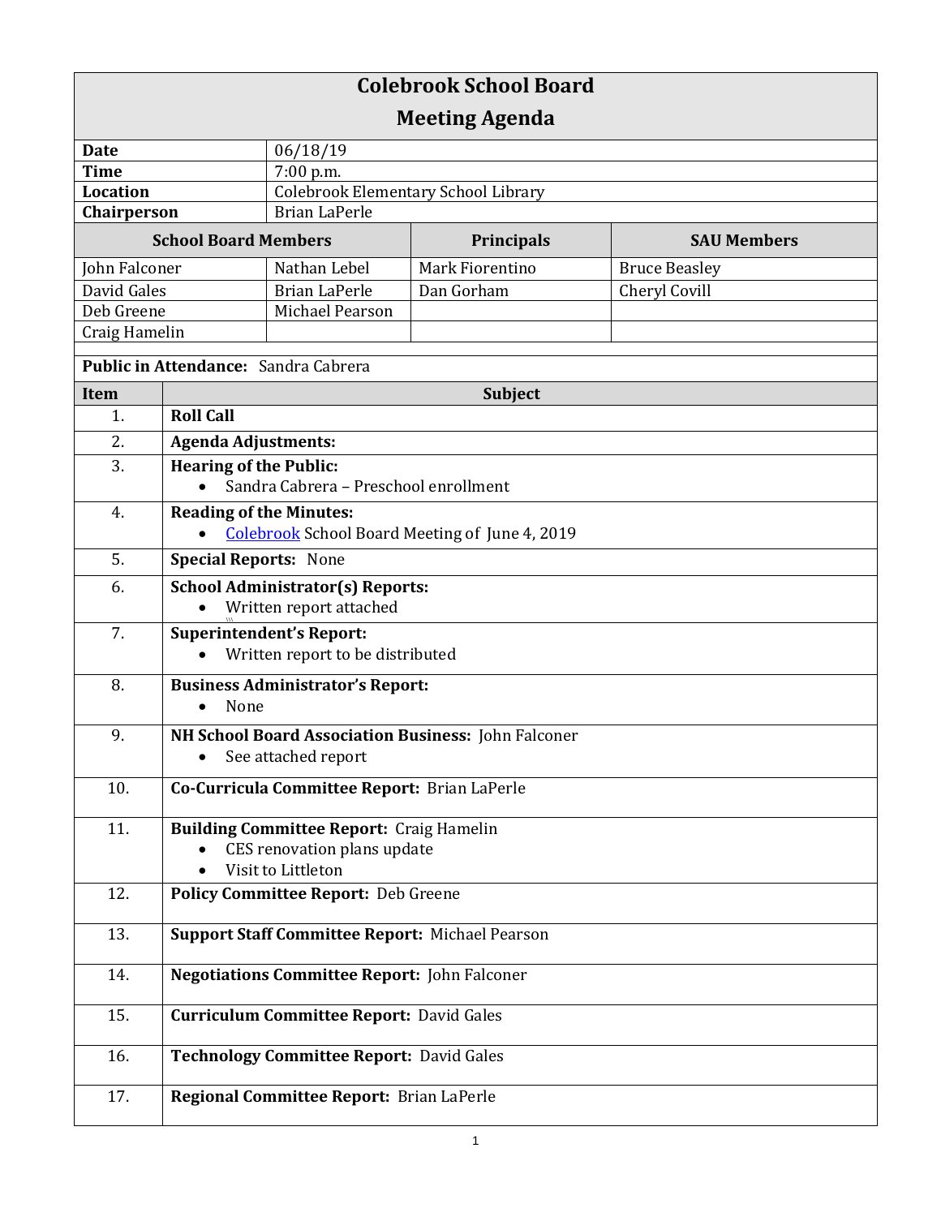# Colebrook School Board

## Meeting Agenda

| | |
|---|---|
| **Date** | 06/18/19 |
| **Time** | 7:00 p.m. |
| **Location** | Colebrook Elementary School Library |
| **Chairperson** | Brian LaPerle |

| School Board Members | | Principals | SAU Members |
|---|---|---|---|
| John Falconer | Nathan Lebel | Mark Fiorentino | Bruce Beasley |
| David Gales | Brian LaPerle | Dan Gorham | Cheryl Covill |
| Deb Greene | Michael Pearson | | |
| Craig Hamelin | | | |

**Public in Attendance:** Sandra Cabrera

| Item | Subject |
|---|---|
| 1. | **Roll Call** |
| 2. | **Agenda Adjustments:** |
| 3. | **Hearing of the Public:**<br>• Sandra Cabrera – Preschool enrollment |
| 4. | **Reading of the Minutes:**<br>• Colebrook School Board Meeting of June 4, 2019 |
| 5. | **Special Reports:** None |
| 6. | **School Administrator(s) Reports:**<br>• Written report attached |
| 7. | **Superintendent's Report:**<br>• Written report to be distributed |
| 8. | **Business Administrator's Report:**<br>• None |
| 9. | **NH School Board Association Business:** John Falconer<br>• See attached report |
| 10. | **Co-Curricula Committee Report:** Brian LaPerle |
| 11. | **Building Committee Report:** Craig Hamelin<br>• CES renovation plans update<br>• Visit to Littleton |
| 12. | **Policy Committee Report:** Deb Greene |
| 13. | **Support Staff Committee Report:** Michael Pearson |
| 14. | **Negotiations Committee Report:** John Falconer |
| 15. | **Curriculum Committee Report:** David Gales |
| 16. | **Technology Committee Report:** David Gales |
| 17. | **Regional Committee Report:** Brian LaPerle |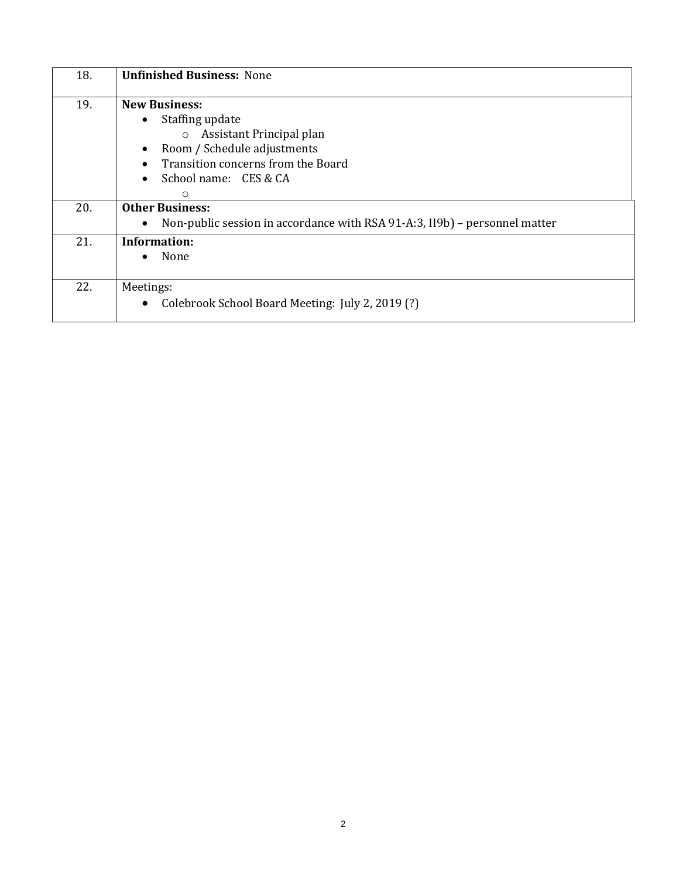| | |
|---|---|
| 18. | **Unfinished Business:** None |
| 19. | **New Business:**<br>• Staffing update<br>  o Assistant Principal plan<br>• Room / Schedule adjustments<br>• Transition concerns from the Board<br>• School name: CES & CA<br>  o |
| 20. | **Other Business:**<br>• Non-public session in accordance with RSA 91-A:3, II9b) – personnel matter |
| 21. | **Information:**<br>• None |
| 22. | Meetings:<br>• Colebrook School Board Meeting: July 2, 2019 (?) |